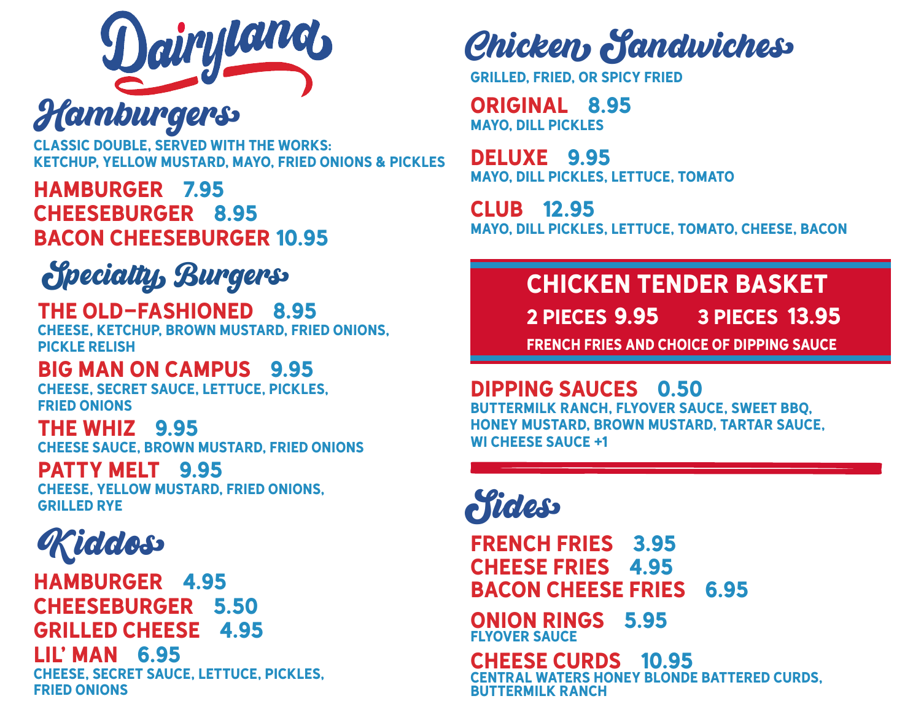# Dairyland

## Hamburgers

CLASSIC DOUBLE, SERVED WITH THE WORKS:
KETCHUP, YELLOW MUSTARD, MAYO, FRIED ONIONS & PICKLES

**HAMBURGER** 7.95
**CHEESEBURGER** 8.95
**BACON CHEESEBURGER** 10.95

## Specialty Burgers

**THE OLD–FASHIONED** 8.95
CHEESE, KETCHUP, BROWN MUSTARD, FRIED ONIONS, PICKLE RELISH

**BIG MAN ON CAMPUS** 9.95
CHEESE, SECRET SAUCE, LETTUCE, PICKLES, FRIED ONIONS

**THE WHIZ** 9.95
CHEESE SAUCE, BROWN MUSTARD, FRIED ONIONS

**PATTY MELT** 9.95
CHEESE, YELLOW MUSTARD, FRIED ONIONS, GRILLED RYE

## Kiddos

**HAMBURGER** 4.95
**CHEESEBURGER** 5.50
**GRILLED CHEESE** 4.95
**LIL' MAN** 6.95
CHEESE, SECRET SAUCE, LETTUCE, PICKLES, FRIED ONIONS

## Chicken Sandwiches

GRILLED, FRIED, OR SPICY FRIED

**ORIGINAL** 8.95
MAYO, DILL PICKLES

**DELUXE** 9.95
MAYO, DILL PICKLES, LETTUCE, TOMATO

**CLUB** 12.95
MAYO, DILL PICKLES, LETTUCE, TOMATO, CHEESE, BACON

### CHICKEN TENDER BASKET

**2 PIECES** 9.95 **3 PIECES** 13.95
FRENCH FRIES AND CHOICE OF DIPPING SAUCE

**DIPPING SAUCES** 0.50
BUTTERMILK RANCH, FLYOVER SAUCE, SWEET BBQ, HONEY MUSTARD, BROWN MUSTARD, TARTAR SAUCE, WI CHEESE SAUCE +1

## Sides

**FRENCH FRIES** 3.95
**CHEESE FRIES** 4.95
**BACON CHEESE FRIES** 6.95

**ONION RINGS** 5.95
FLYOVER SAUCE

**CHEESE CURDS** 10.95
CENTRAL WATERS HONEY BLONDE BATTERED CURDS, BUTTERMILK RANCH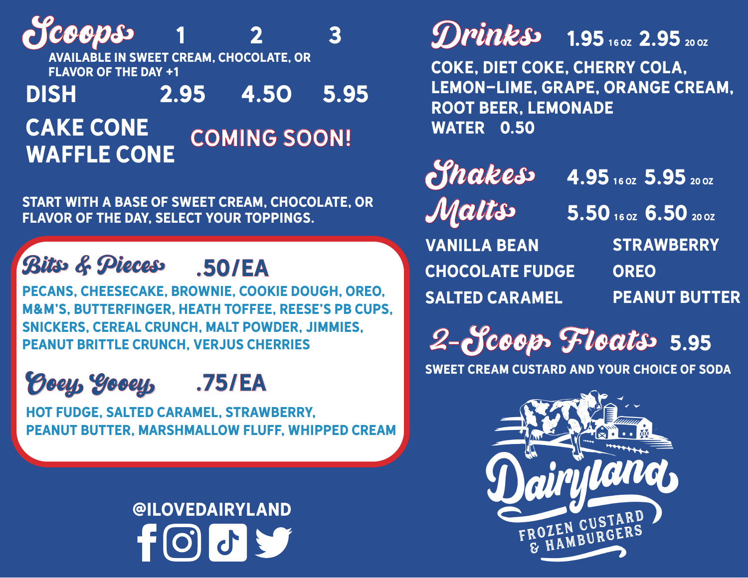## Scoops

AVAILABLE IN SWEET CREAM, CHOCOLATE, OR FLAVOR OF THE DAY +1

| | 1 | 2 | 3 |
|---|---|---|---|
| DISH | 2.95 | 4.50 | 5.95 |
| CAKE CONE | COMING SOON! | | |
| WAFFLE CONE | | | |

START WITH A BASE OF SWEET CREAM, CHOCOLATE, OR FLAVOR OF THE DAY, SELECT YOUR TOPPINGS.

### Bits & Pieces .50/EA

PECANS, CHEESECAKE, BROWNIE, COOKIE DOUGH, OREO, M&M'S, BUTTERFINGER, HEATH TOFFEE, REESE'S PB CUPS, SNICKERS, CEREAL CRUNCH, MALT POWDER, JIMMIES, PEANUT BRITTLE CRUNCH, VERJUS CHERRIES

### Ooey Gooey .75/EA

HOT FUDGE, SALTED CARAMEL, STRAWBERRY, PEANUT BUTTER, MARSHMALLOW FLUFF, WHIPPED CREAM

## Drinks 1.95 16 OZ 2.95 20 OZ

COKE, DIET COKE, CHERRY COLA, LEMON–LIME, GRAPE, ORANGE CREAM, ROOT BEER, LEMONADE

WATER 0.50

## Shakes 4.95 16 OZ 5.95 20 OZ

## Malts 5.50 16 OZ 6.50 20 OZ

VANILLA BEAN
CHOCOLATE FUDGE
SALTED CARAMEL
STRAWBERRY
OREO
PEANUT BUTTER

## 2-Scoop Floats 5.95

SWEET CREAM CUSTARD AND YOUR CHOICE OF SODA

@ILOVEDAIRYLAND

Dairyland
FROZEN CUSTARD & HAMBURGERS